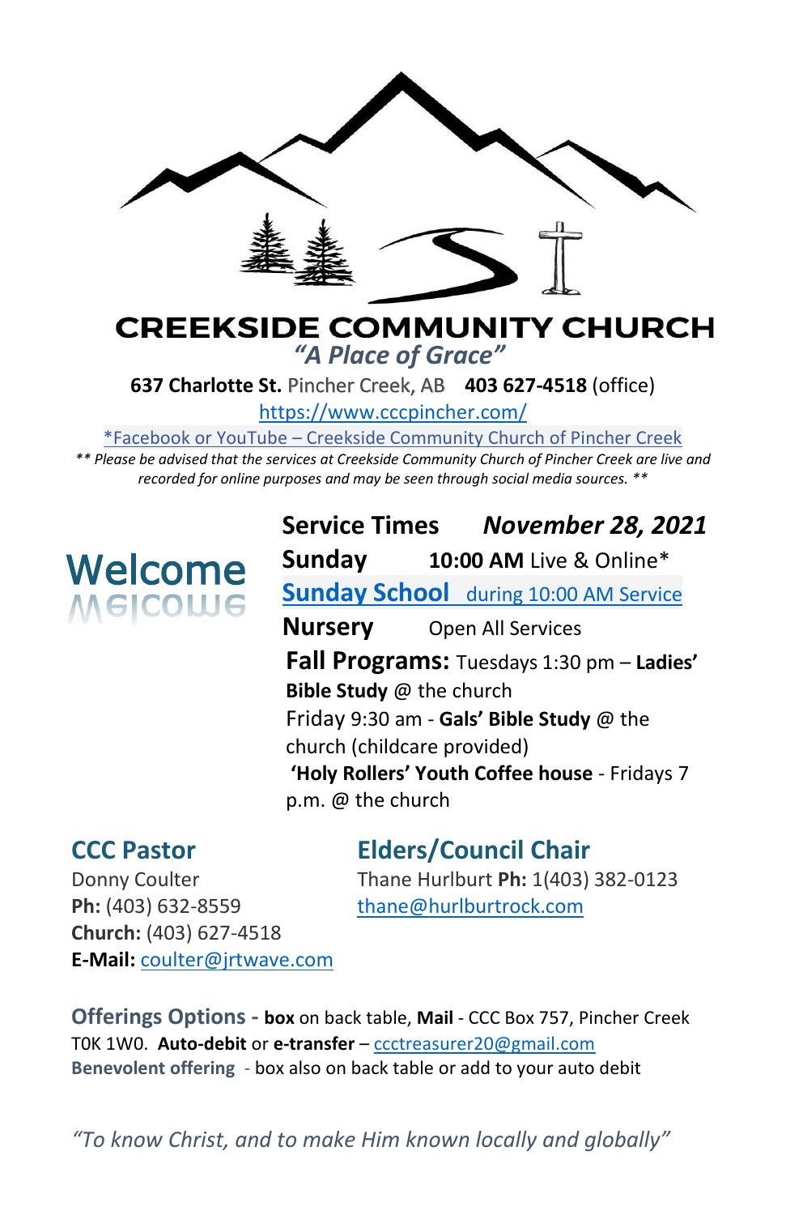# CREEKSIDE COMMUNITY CHURCH

*"A Place of Grace"*

**637 Charlotte St.** Pincher Creek, AB **403 627-4518** (office)

https://www.cccpincher.com/

*Facebook or YouTube – Creekside Community Church of Pincher Creek

*** Please be advised that the services at Creekside Community Church of Pincher Creek are live and recorded for online purposes and may be seen through social media sources. ***

## Welcome

**Service Times** ***November 28, 2021***

**Sunday** **10:00 AM** Live & Online*

**Sunday School** during 10:00 AM Service

**Nursery** Open All Services

**Fall Programs:** Tuesdays 1:30 pm – **Ladies' Bible Study** @ the church

Friday 9:30 am - **Gals' Bible Study** @ the church (childcare provided)

**'Holy Rollers' Youth Coffee house** - Fridays 7 p.m. @ the church

## CCC Pastor

Donny Coulter
**Ph:** (403) 632-8559
**Church:** (403) 627-4518
**E-Mail:** coulter@jrtwave.com

## Elders/Council Chair

Thane Hurlburt **Ph:** 1(403) 382-0123
thane@hurlburtrock.com

**Offerings Options - box** on back table, **Mail** - CCC Box 757, Pincher Creek T0K 1W0. **Auto-debit** or **e-transfer** – ccctreasurer20@gmail.com
**Benevolent offering** - box also on back table or add to your auto debit

*"To know Christ, and to make Him known locally and globally"*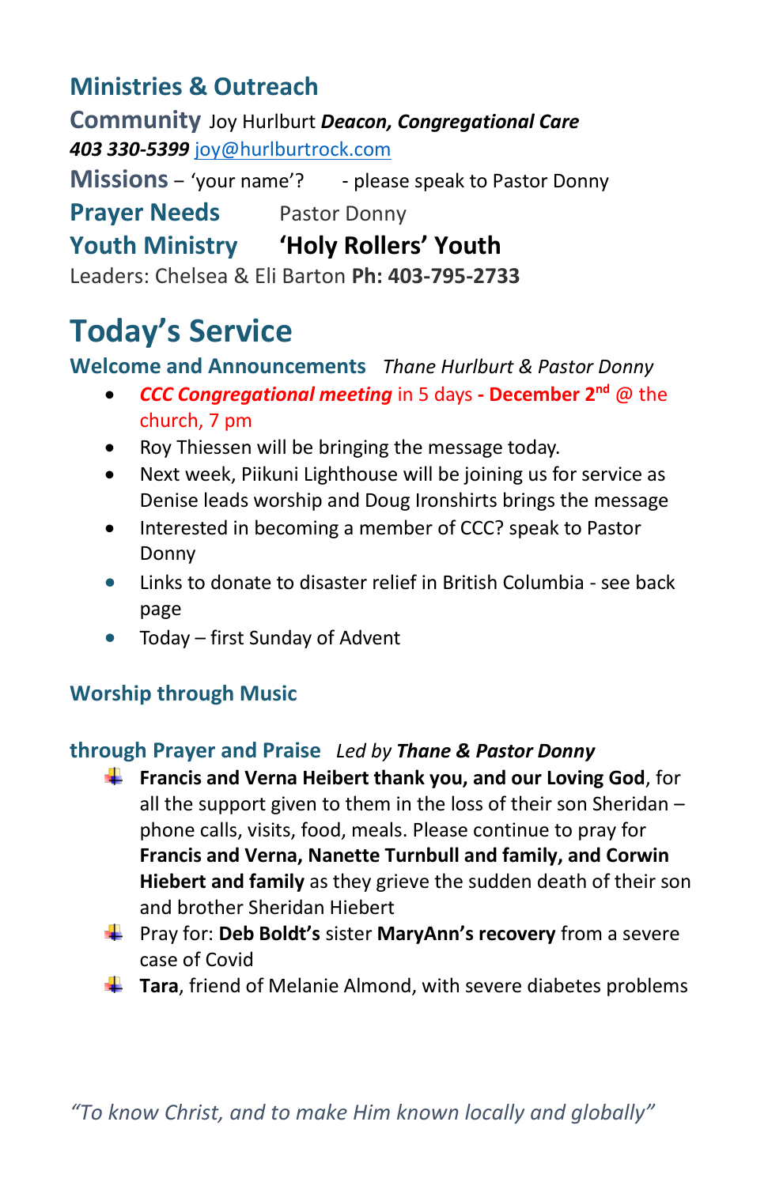## Ministries & Outreach

**Community** Joy Hurlburt ***Deacon, Congregational Care***
***403 330-5399*** joy@hurlburtrock.com

**Missions** – 'your name'? - please speak to Pastor Donny

**Prayer Needs** Pastor Donny

**Youth Ministry** **'Holy Rollers' Youth**
Leaders: Chelsea & Eli Barton **Ph: 403-795-2733**

# Today's Service

### Welcome and Announcements *Thane Hurlburt & Pastor Donny*

- ***CCC Congregational meeting*** in 5 days **- December 2nd** @ the church, 7 pm
- Roy Thiessen will be bringing the message today.
- Next week, Piikuni Lighthouse will be joining us for service as Denise leads worship and Doug Ironshirts brings the message
- Interested in becoming a member of CCC? speak to Pastor Donny
- Links to donate to disaster relief in British Columbia - see back page
- Today – first Sunday of Advent

### Worship through Music

### through Prayer and Praise *Led by **Thane & Pastor Donny***

- **Francis and Verna Heibert thank you, and our Loving God**, for all the support given to them in the loss of their son Sheridan – phone calls, visits, food, meals. Please continue to pray for **Francis and Verna, Nanette Turnbull and family, and Corwin Hiebert and family** as they grieve the sudden death of their son and brother Sheridan Hiebert
- Pray for: **Deb Boldt's** sister **MaryAnn's recovery** from a severe case of Covid
- **Tara**, friend of Melanie Almond, with severe diabetes problems

*"To know Christ, and to make Him known locally and globally"*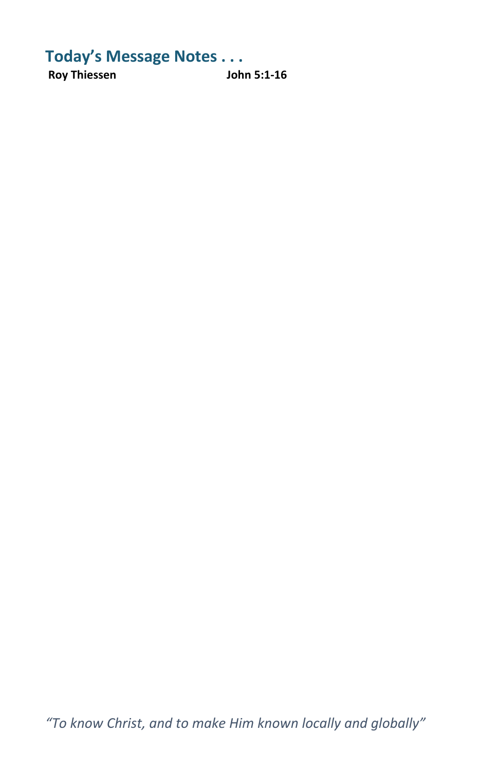## Today's Message Notes . . .

**Roy Thiessen** **John 5:1-16**

*"To know Christ, and to make Him known locally and globally"*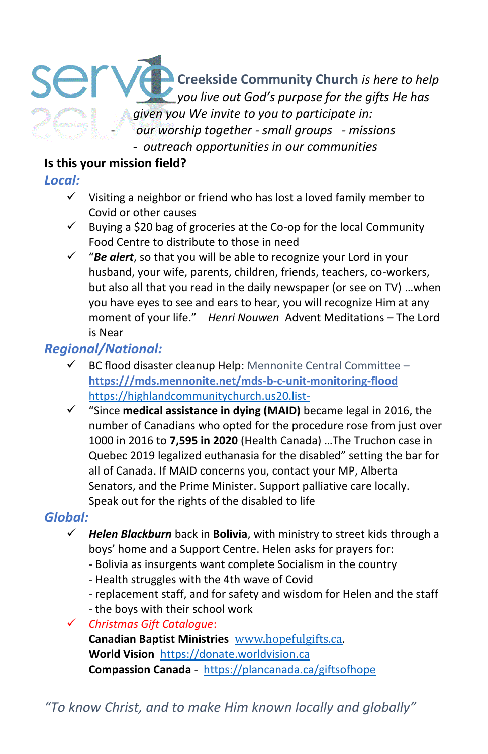serve **Creekside Community Church** *is here to help you live out God's purpose for the gifts He has given you We invite to you to participate in:*

- *our worship together - small groups - missions*
- *outreach opportunities in our communities*

**Is this your mission field?**

## *Local:*

- ✓ Visiting a neighbor or friend who has lost a loved family member to Covid or other causes
- ✓ Buying a $20 bag of groceries at the Co-op for the local Community Food Centre to distribute to those in need
- ✓ "***Be alert***, so that you will be able to recognize your Lord in your husband, your wife, parents, children, friends, teachers, co-workers, but also all that you read in the daily newspaper (or see on TV) …when you have eyes to see and ears to hear, you will recognize Him at any moment of your life." *Henri Nouwen* Advent Meditations – The Lord is Near

## *Regional/National:*

- ✓ BC flood disaster cleanup Help: Mennonite Central Committee – **https:///mds.mennonite.net/mds-b-c-unit-monitoring-flood** https://highlandcommunitychurch.us20.list-
- ✓ "Since **medical assistance in dying (MAID)** became legal in 2016, the number of Canadians who opted for the procedure rose from just over 1000 in 2016 to **7,595 in 2020** (Health Canada) …The Truchon case in Quebec 2019 legalized euthanasia for the disabled" setting the bar for all of Canada. If MAID concerns you, contact your MP, Alberta Senators, and the Prime Minister. Support palliative care locally. Speak out for the rights of the disabled to life

## *Global:*

- ✓ ***Helen Blackburn*** back in **Bolivia**, with ministry to street kids through a boys' home and a Support Centre. Helen asks for prayers for:
  - Bolivia as insurgents want complete Socialism in the country
  - Health struggles with the 4th wave of Covid
  - replacement staff, and for safety and wisdom for Helen and the staff
  - the boys with their school work
- ✓ *Christmas Gift Catalogue*:
  **Canadian Baptist Ministries** www.hopefulgifts.ca.
  **World Vision** https://donate.worldvision.ca
  **Compassion Canada** - https://plancanada.ca/giftsofhope

*"To know Christ, and to make Him known locally and globally"*